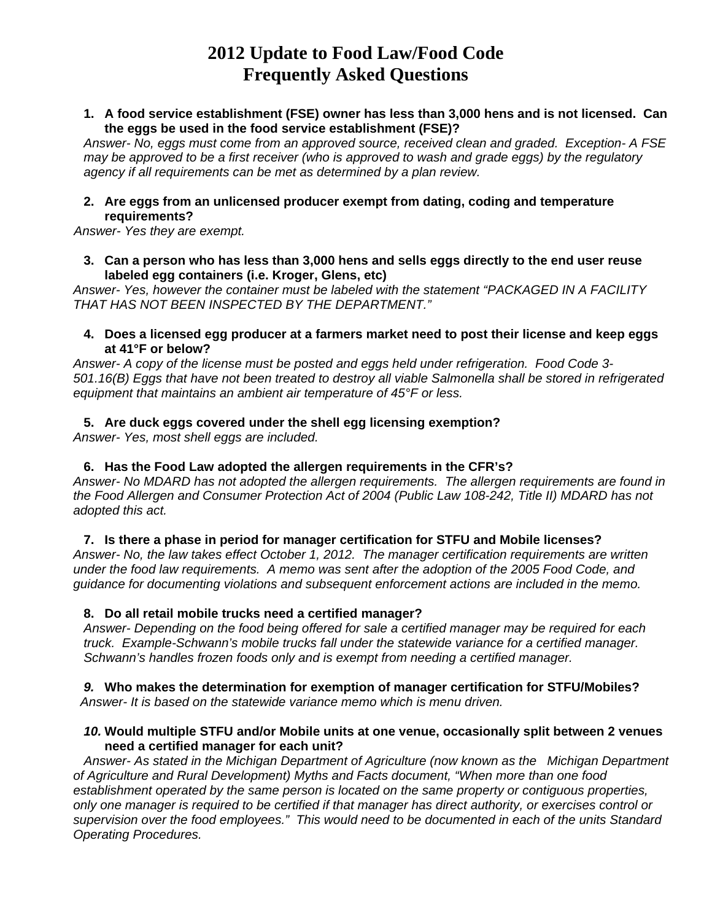# 2012 Update to Food Law/Food Code
# Frequently Asked Questions

1. **A food service establishment (FSE) owner has less than 3,000 hens and is not licensed. Can the eggs be used in the food service establishment (FSE)?**
*Answer- No, eggs must come from an approved source, received clean and graded. Exception- A FSE may be approved to be a first receiver (who is approved to wash and grade eggs) by the regulatory agency if all requirements can be met as determined by a plan review.*

2. **Are eggs from an unlicensed producer exempt from dating, coding and temperature requirements?**
*Answer- Yes they are exempt.*

3. **Can a person who has less than 3,000 hens and sells eggs directly to the end user reuse labeled egg containers (i.e. Kroger, Glens, etc)**
*Answer- Yes, however the container must be labeled with the statement "PACKAGED IN A FACILITY THAT HAS NOT BEEN INSPECTED BY THE DEPARTMENT."*

4. **Does a licensed egg producer at a farmers market need to post their license and keep eggs at 41°F or below?**
*Answer- A copy of the license must be posted and eggs held under refrigeration. Food Code 3-501.16(B) Eggs that have not been treated to destroy all viable Salmonella shall be stored in refrigerated equipment that maintains an ambient air temperature of 45°F or less.*

5. **Are duck eggs covered under the shell egg licensing exemption?**
*Answer- Yes, most shell eggs are included.*

6. **Has the Food Law adopted the allergen requirements in the CFR's?**
*Answer- No MDARD has not adopted the allergen requirements. The allergen requirements are found in the Food Allergen and Consumer Protection Act of 2004 (Public Law 108-242, Title II) MDARD has not adopted this act.*

7. **Is there a phase in period for manager certification for STFU and Mobile licenses?**
*Answer- No, the law takes effect October 1, 2012. The manager certification requirements are written under the food law requirements. A memo was sent after the adoption of the 2005 Food Code, and guidance for documenting violations and subsequent enforcement actions are included in the memo.*

8. **Do all retail mobile trucks need a certified manager?**
*Answer- Depending on the food being offered for sale a certified manager may be required for each truck. Example-Schwann's mobile trucks fall under the statewide variance for a certified manager. Schwann's handles frozen foods only and is exempt from needing a certified manager.*

9. **Who makes the determination for exemption of manager certification for STFU/Mobiles?**
*Answer- It is based on the statewide variance memo which is menu driven.*

10. **Would multiple STFU and/or Mobile units at one venue, occasionally split between 2 venues need a certified manager for each unit?**
*Answer- As stated in the Michigan Department of Agriculture (now known as the Michigan Department of Agriculture and Rural Development) Myths and Facts document, "When more than one food establishment operated by the same person is located on the same property or contiguous properties, only one manager is required to be certified if that manager has direct authority, or exercises control or supervision over the food employees." This would need to be documented in each of the units Standard Operating Procedures.*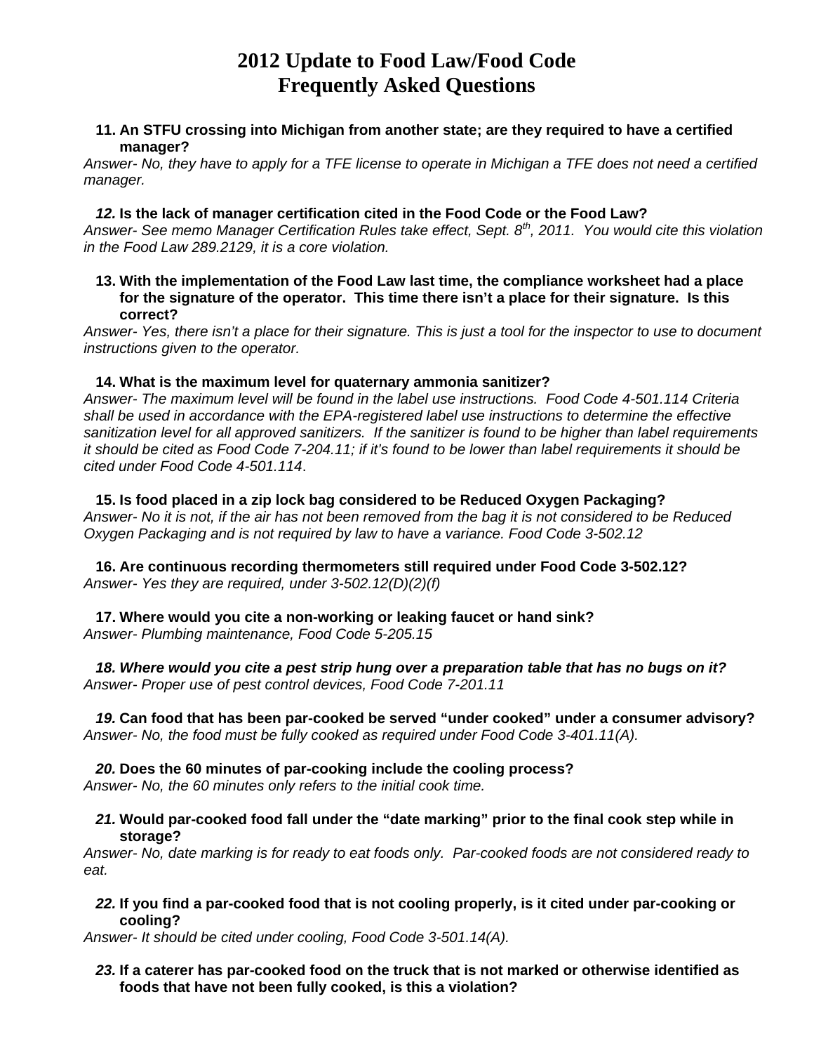# 2012 Update to Food Law/Food Code
# Frequently Asked Questions

**11. An STFU crossing into Michigan from another state; are they required to have a certified manager?**

*Answer- No, they have to apply for a TFE license to operate in Michigan a TFE does not need a certified manager.*

***12.* Is the lack of manager certification cited in the Food Code or the Food Law?**

*Answer- See memo Manager Certification Rules take effect, Sept. 8th, 2011. You would cite this violation in the Food Law 289.2129, it is a core violation.*

**13. With the implementation of the Food Law last time, the compliance worksheet had a place for the signature of the operator. This time there isn't a place for their signature. Is this correct?**

*Answer- Yes, there isn't a place for their signature. This is just a tool for the inspector to use to document instructions given to the operator.*

**14. What is the maximum level for quaternary ammonia sanitizer?**

*Answer- The maximum level will be found in the label use instructions. Food Code 4-501.114 Criteria shall be used in accordance with the EPA-registered label use instructions to determine the effective sanitization level for all approved sanitizers. If the sanitizer is found to be higher than label requirements it should be cited as Food Code 7-204.11; if it's found to be lower than label requirements it should be cited under Food Code 4-501.114*.

**15. Is food placed in a zip lock bag considered to be Reduced Oxygen Packaging?**

*Answer- No it is not, if the air has not been removed from the bag it is not considered to be Reduced Oxygen Packaging and is not required by law to have a variance. Food Code 3-502.12*

**16. Are continuous recording thermometers still required under Food Code 3-502.12?**

*Answer- Yes they are required, under 3-502.12(D)(2)(f)*

**17. Where would you cite a non-working or leaking faucet or hand sink?**

*Answer- Plumbing maintenance, Food Code 5-205.15*

***18. Where would you cite a pest strip hung over a preparation table that has no bugs on it?***

*Answer- Proper use of pest control devices, Food Code 7-201.11*

***19.* Can food that has been par-cooked be served "under cooked" under a consumer advisory?**

*Answer- No, the food must be fully cooked as required under Food Code 3-401.11(A).*

***20.* Does the 60 minutes of par-cooking include the cooling process?**

*Answer- No, the 60 minutes only refers to the initial cook time.*

***21.* Would par-cooked food fall under the "date marking" prior to the final cook step while in storage?**

*Answer- No, date marking is for ready to eat foods only. Par-cooked foods are not considered ready to eat.*

***22.* If you find a par-cooked food that is not cooling properly, is it cited under par-cooking or cooling?**

*Answer- It should be cited under cooling, Food Code 3-501.14(A).*

***23.* If a caterer has par-cooked food on the truck that is not marked or otherwise identified as foods that have not been fully cooked, is this a violation?**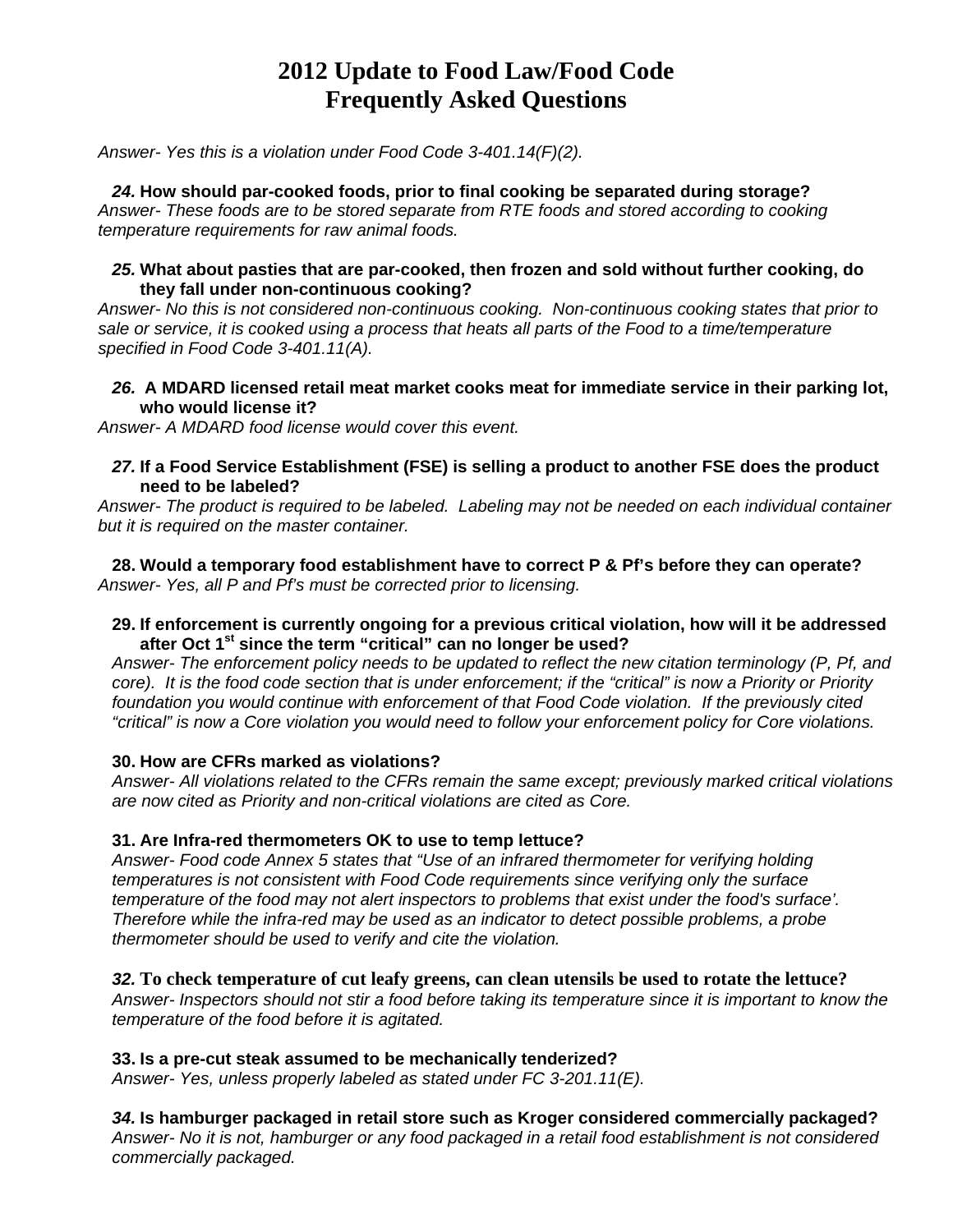# 2012 Update to Food Law/Food Code Frequently Asked Questions

*Answer- Yes this is a violation under Food Code 3-401.14(F)(2).*

***24.*** **How should par-cooked foods, prior to final cooking be separated during storage?**
*Answer- These foods are to be stored separate from RTE foods and stored according to cooking temperature requirements for raw animal foods.*

***25.*** **What about pasties that are par-cooked, then frozen and sold without further cooking, do they fall under non-continuous cooking?**
*Answer- No this is not considered non-continuous cooking. Non-continuous cooking states that prior to sale or service, it is cooked using a process that heats all parts of the Food to a time/temperature specified in Food Code 3-401.11(A).*

***26.*** **A MDARD licensed retail meat market cooks meat for immediate service in their parking lot, who would license it?**
*Answer- A MDARD food license would cover this event.*

***27.*** **If a Food Service Establishment (FSE) is selling a product to another FSE does the product need to be labeled?**
*Answer- The product is required to be labeled. Labeling may not be needed on each individual container but it is required on the master container.*

**28. Would a temporary food establishment have to correct P & Pf's before they can operate?**
*Answer- Yes, all P and Pf's must be corrected prior to licensing.*

**29. If enforcement is currently ongoing for a previous critical violation, how will it be addressed after Oct 1st since the term "critical" can no longer be used?**
*Answer- The enforcement policy needs to be updated to reflect the new citation terminology (P, Pf, and core). It is the food code section that is under enforcement; if the "critical" is now a Priority or Priority foundation you would continue with enforcement of that Food Code violation. If the previously cited "critical" is now a Core violation you would need to follow your enforcement policy for Core violations.*

**30. How are CFRs marked as violations?**
*Answer- All violations related to the CFRs remain the same except; previously marked critical violations are now cited as Priority and non-critical violations are cited as Core.*

**31. Are Infra-red thermometers OK to use to temp lettuce?**
*Answer- Food code Annex 5 states that "Use of an infrared thermometer for verifying holding temperatures is not consistent with Food Code requirements since verifying only the surface temperature of the food may not alert inspectors to problems that exist under the food's surface'. Therefore while the infra-red may be used as an indicator to detect possible problems, a probe thermometer should be used to verify and cite the violation.*

***32.*** **To check temperature of cut leafy greens, can clean utensils be used to rotate the lettuce?**
*Answer- Inspectors should not stir a food before taking its temperature since it is important to know the temperature of the food before it is agitated.*

**33. Is a pre-cut steak assumed to be mechanically tenderized?**
*Answer- Yes, unless properly labeled as stated under FC 3-201.11(E).*

***34.*** **Is hamburger packaged in retail store such as Kroger considered commercially packaged?**
*Answer- No it is not, hamburger or any food packaged in a retail food establishment is not considered commercially packaged.*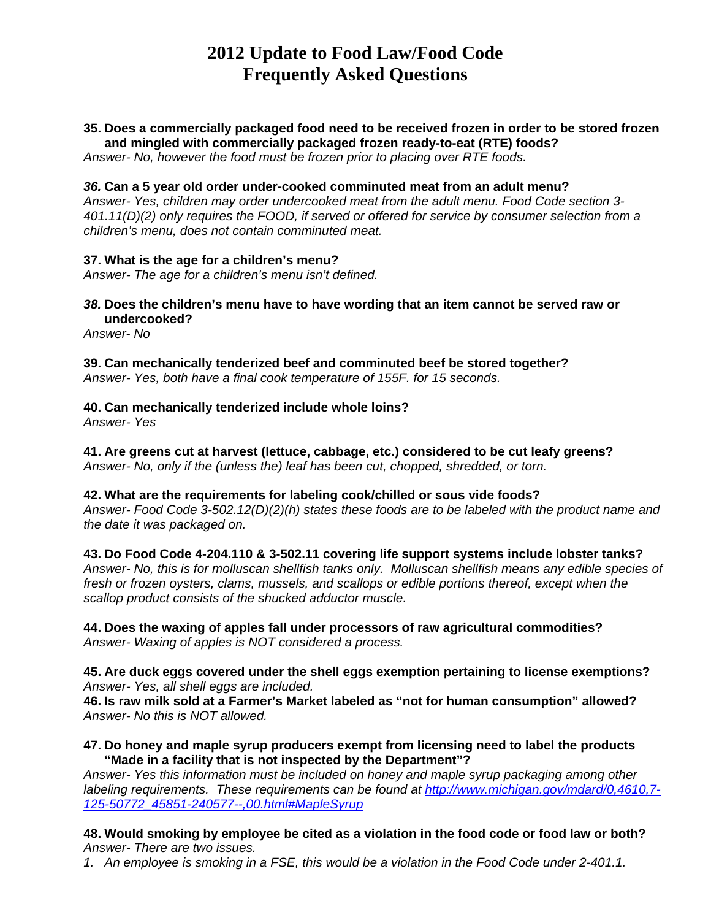# 2012 Update to Food Law/Food Code Frequently Asked Questions

**35. Does a commercially packaged food need to be received frozen in order to be stored frozen and mingled with commercially packaged frozen ready-to-eat (RTE) foods?**
*Answer- No, however the food must be frozen prior to placing over RTE foods.*

***36.*** **Can a 5 year old order under-cooked comminuted meat from an adult menu?**
*Answer- Yes, children may order undercooked meat from the adult menu. Food Code section 3-401.11(D)(2) only requires the FOOD, if served or offered for service by consumer selection from a children's menu, does not contain comminuted meat.*

**37. What is the age for a children's menu?**
*Answer- The age for a children's menu isn't defined.*

***38.*** **Does the children's menu have to have wording that an item cannot be served raw or undercooked?**
*Answer- No*

**39. Can mechanically tenderized beef and comminuted beef be stored together?**
*Answer- Yes, both have a final cook temperature of 155F. for 15 seconds.*

**40. Can mechanically tenderized include whole loins?**
*Answer- Yes*

**41. Are greens cut at harvest (lettuce, cabbage, etc.) considered to be cut leafy greens?**
*Answer- No, only if the (unless the) leaf has been cut, chopped, shredded, or torn.*

**42. What are the requirements for labeling cook/chilled or sous vide foods?**
*Answer- Food Code 3-502.12(D)(2)(h) states these foods are to be labeled with the product name and the date it was packaged on.*

**43. Do Food Code 4-204.110 & 3-502.11 covering life support systems include lobster tanks?**
*Answer- No, this is for molluscan shellfish tanks only. Molluscan shellfish means any edible species of fresh or frozen oysters, clams, mussels, and scallops or edible portions thereof, except when the scallop product consists of the shucked adductor muscle.*

**44. Does the waxing of apples fall under processors of raw agricultural commodities?**
*Answer- Waxing of apples is NOT considered a process.*

**45. Are duck eggs covered under the shell eggs exemption pertaining to license exemptions?**
*Answer- Yes, all shell eggs are included.*

**46. Is raw milk sold at a Farmer's Market labeled as "not for human consumption" allowed?**
*Answer- No this is NOT allowed.*

**47. Do honey and maple syrup producers exempt from licensing need to label the products "Made in a facility that is not inspected by the Department"?**
*Answer- Yes this information must be included on honey and maple syrup packaging among other labeling requirements. These requirements can be found at [http://www.michigan.gov/mdard/0,4610,7-125-50772_45851-240577--,00.html#MapleSyrup](http://www.michigan.gov/mdard/0,4610,7-125-50772_45851-240577--,00.html#MapleSyrup)*

**48. Would smoking by employee be cited as a violation in the food code or food law or both?**
*Answer- There are two issues.*

1. *An employee is smoking in a FSE, this would be a violation in the Food Code under 2-401.1.*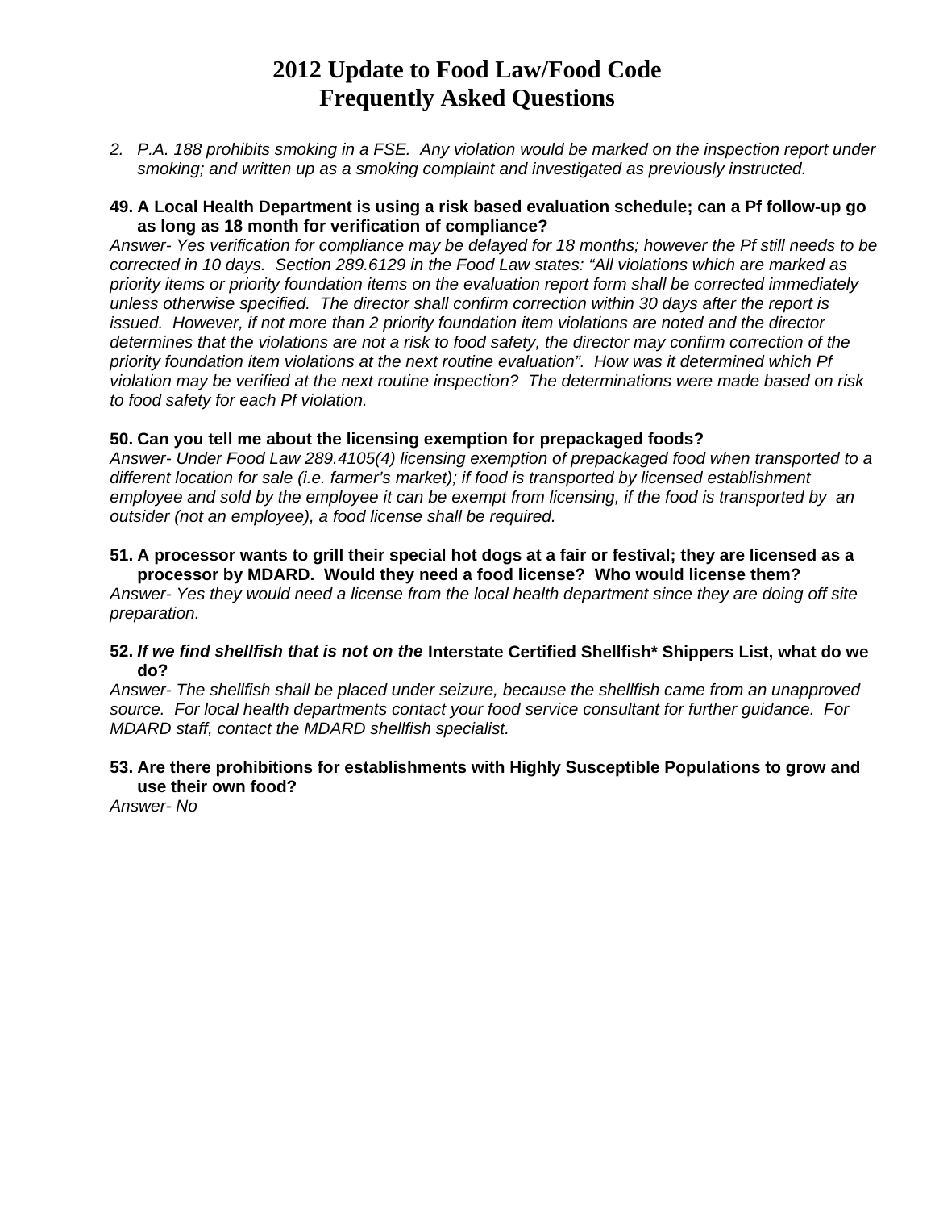2. *P.A. 188 prohibits smoking in a FSE. Any violation would be marked on the inspection report under smoking; and written up as a smoking complaint and investigated as previously instructed.*

**49. A Local Health Department is using a risk based evaluation schedule; can a Pf follow-up go as long as 18 month for verification of compliance?**

*Answer- Yes verification for compliance may be delayed for 18 months; however the Pf still needs to be corrected in 10 days. Section 289.6129 in the Food Law states: "All violations which are marked as priority items or priority foundation items on the evaluation report form shall be corrected immediately unless otherwise specified. The director shall confirm correction within 30 days after the report is issued. However, if not more than 2 priority foundation item violations are noted and the director determines that the violations are not a risk to food safety, the director may confirm correction of the priority foundation item violations at the next routine evaluation". How was it determined which Pf violation may be verified at the next routine inspection? The determinations were made based on risk to food safety for each Pf violation.*

**50. Can you tell me about the licensing exemption for prepackaged foods?**

*Answer- Under Food Law 289.4105(4) licensing exemption of prepackaged food when transported to a different location for sale (i.e. farmer's market); if food is transported by licensed establishment employee and sold by the employee it can be exempt from licensing, if the food is transported by an outsider (not an employee), a food license shall be required.*

**51. A processor wants to grill their special hot dogs at a fair or festival; they are licensed as a processor by MDARD. Would they need a food license? Who would license them?**

*Answer- Yes they would need a license from the local health department since they are doing off site preparation.*

**52. *If we find shellfish that is not on the* Interstate Certified Shellfish\* Shippers List, what do we do?**

*Answer- The shellfish shall be placed under seizure, because the shellfish came from an unapproved source. For local health departments contact your food service consultant for further guidance. For MDARD staff, contact the MDARD shellfish specialist.*

**53. Are there prohibitions for establishments with Highly Susceptible Populations to grow and use their own food?**

*Answer- No*